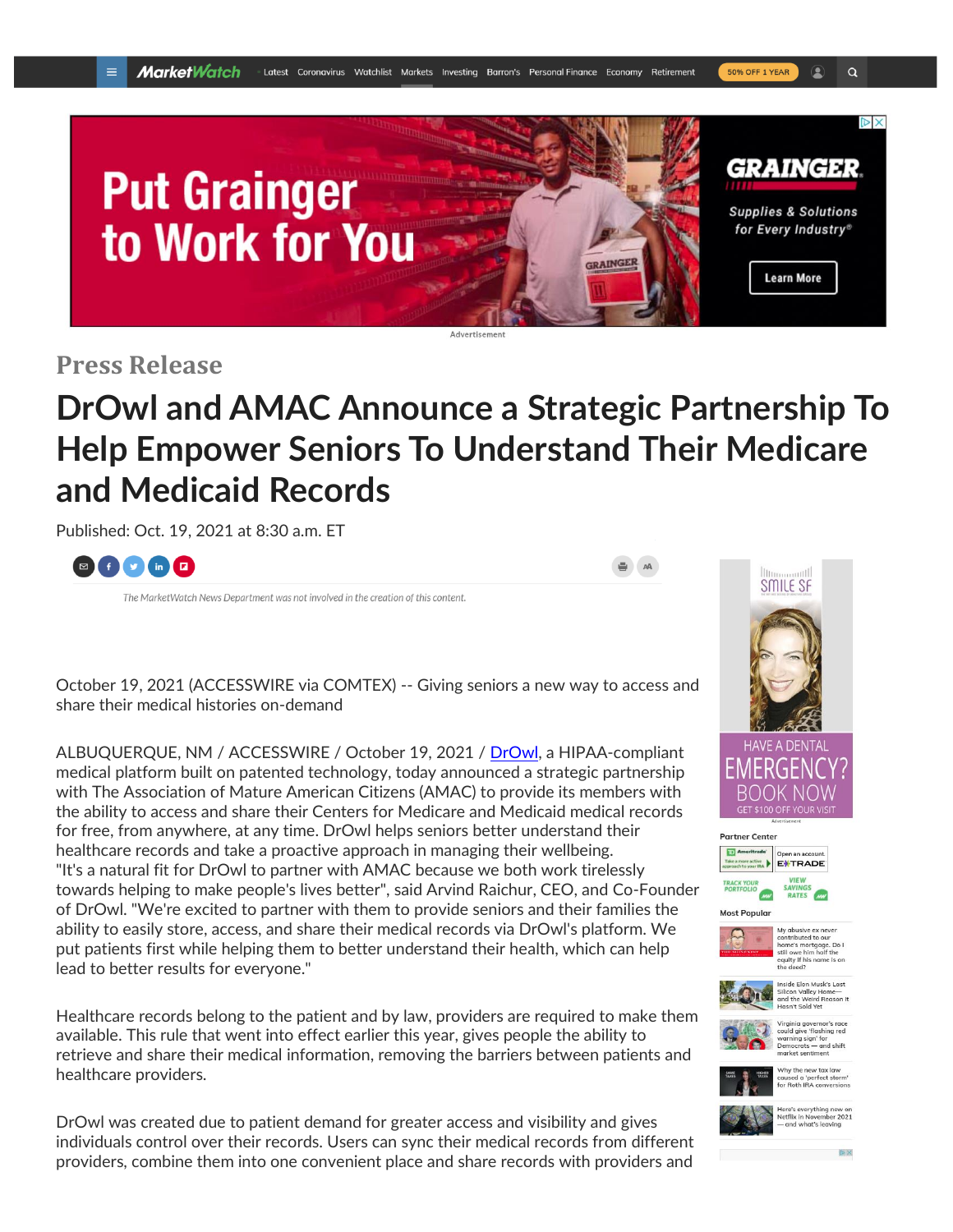Press Release

# DrOwl and AMAC Announce a Strategic Partnership To Help Empower Seniors To Understand Their Medicare and Medicaid Records

Published: Oct. 19, 2021 at 8:30 a.m. ET

*The MarketWatch News Department was not involved in the creation of this content.*

October 19, 2021 (ACCESSWIRE via COMTEX) -- Giving seniors a new way to access and share their medical histories on-demand

ALBUQUERQUE, NM / ACCESSWIRE / October 19, 2021 / DrOwl, a HIPAA-compliant medical platform built on patented technology, today announced a strategic partnership with The Association of Mature American Citizens (AMAC) to provide its members with the ability to access and share their Centers for Medicare and Medicaid medical records for free, from anywhere, at any time. DrOwl helps seniors better understand their healthcare records and take a proactive approach in managing their wellbeing.
"It's a natural fit for DrOwl to partner with AMAC because we both work tirelessly towards helping to make people's lives better", said Arvind Raichur, CEO, and Co-Founder of DrOwl. "We're excited to partner with them to provide seniors and their families the ability to easily store, access, and share their medical records via DrOwl's platform. We put patients first while helping them to better understand their health, which can help lead to better results for everyone."

Healthcare records belong to the patient and by law, providers are required to make them available. This rule that went into effect earlier this year, gives people the ability to retrieve and share their medical information, removing the barriers between patients and healthcare providers.

DrOwl was created due to patient demand for greater access and visibility and gives individuals control over their records. Users can sync their medical records from different providers, combine them into one convenient place and share records with providers and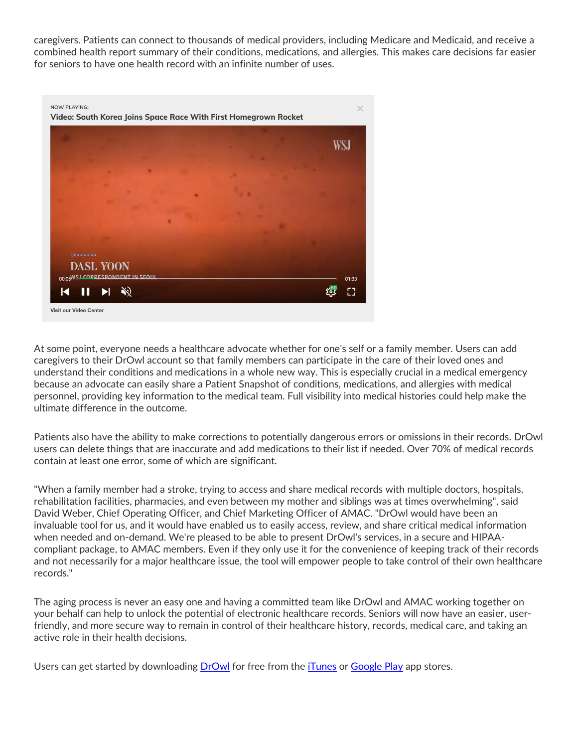caregivers. Patients can connect to thousands of medical providers, including Medicare and Medicaid, and receive a combined health report summary of their conditions, medications, and allergies. This makes care decisions far easier for seniors to have one health record with an infinite number of uses.

NOW PLAYING:

Video: South Korea Joins Space Race With First Homegrown Rocket

Visit our Video Center

At some point, everyone needs a healthcare advocate whether for one's self or a family member. Users can add caregivers to their DrOwl account so that family members can participate in the care of their loved ones and understand their conditions and medications in a whole new way. This is especially crucial in a medical emergency because an advocate can easily share a Patient Snapshot of conditions, medications, and allergies with medical personnel, providing key information to the medical team. Full visibility into medical histories could help make the ultimate difference in the outcome.

Patients also have the ability to make corrections to potentially dangerous errors or omissions in their records. DrOwl users can delete things that are inaccurate and add medications to their list if needed. Over 70% of medical records contain at least one error, some of which are significant.

"When a family member had a stroke, trying to access and share medical records with multiple doctors, hospitals, rehabilitation facilities, pharmacies, and even between my mother and siblings was at times overwhelming", said David Weber, Chief Operating Officer, and Chief Marketing Officer of AMAC. "DrOwl would have been an invaluable tool for us, and it would have enabled us to easily access, review, and share critical medical information when needed and on-demand. We're pleased to be able to present DrOwl's services, in a secure and HIPAA-compliant package, to AMAC members. Even if they only use it for the convenience of keeping track of their records and not necessarily for a major healthcare issue, the tool will empower people to take control of their own healthcare records."

The aging process is never an easy one and having a committed team like DrOwl and AMAC working together on your behalf can help to unlock the potential of electronic healthcare records. Seniors will now have an easier, user-friendly, and more secure way to remain in control of their healthcare history, records, medical care, and taking an active role in their health decisions.

Users can get started by downloading DrOwl for free from the iTunes or Google Play app stores.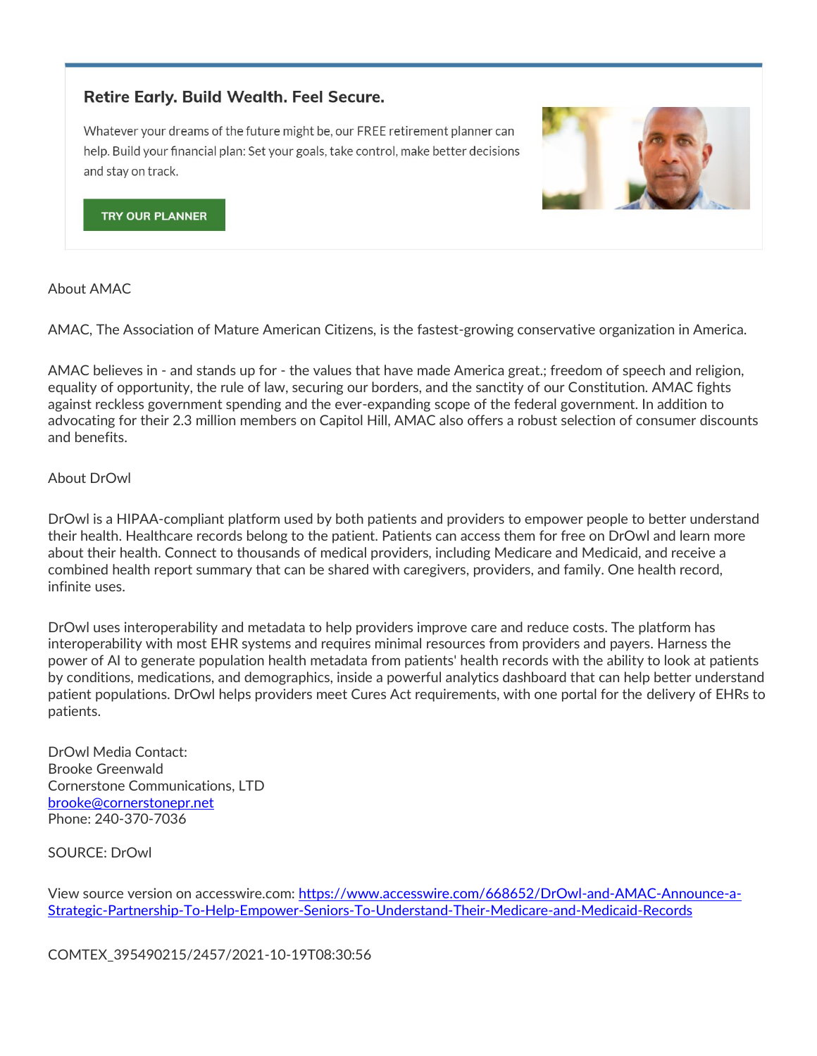**Retire Early. Build Wealth. Feel Secure.**

Whatever your dreams of the future might be, our FREE retirement planner can help. Build your financial plan: Set your goals, take control, make better decisions and stay on track.

TRY OUR PLANNER

About AMAC

AMAC, The Association of Mature American Citizens, is the fastest-growing conservative organization in America.

AMAC believes in - and stands up for - the values that have made America great.; freedom of speech and religion, equality of opportunity, the rule of law, securing our borders, and the sanctity of our Constitution. AMAC fights against reckless government spending and the ever-expanding scope of the federal government. In addition to advocating for their 2.3 million members on Capitol Hill, AMAC also offers a robust selection of consumer discounts and benefits.

About DrOwl

DrOwl is a HIPAA-compliant platform used by both patients and providers to empower people to better understand their health. Healthcare records belong to the patient. Patients can access them for free on DrOwl and learn more about their health. Connect to thousands of medical providers, including Medicare and Medicaid, and receive a combined health report summary that can be shared with caregivers, providers, and family. One health record, infinite uses.

DrOwl uses interoperability and metadata to help providers improve care and reduce costs. The platform has interoperability with most EHR systems and requires minimal resources from providers and payers. Harness the power of AI to generate population health metadata from patients' health records with the ability to look at patients by conditions, medications, and demographics, inside a powerful analytics dashboard that can help better understand patient populations. DrOwl helps providers meet Cures Act requirements, with one portal for the delivery of EHRs to patients.

DrOwl Media Contact:
Brooke Greenwald
Cornerstone Communications, LTD
brooke@cornerstonepr.net
Phone: 240-370-7036

SOURCE: DrOwl

View source version on accesswire.com: https://www.accesswire.com/668652/DrOwl-and-AMAC-Announce-a-Strategic-Partnership-To-Help-Empower-Seniors-To-Understand-Their-Medicare-and-Medicaid-Records

COMTEX_395490215/2457/2021-10-19T08:30:56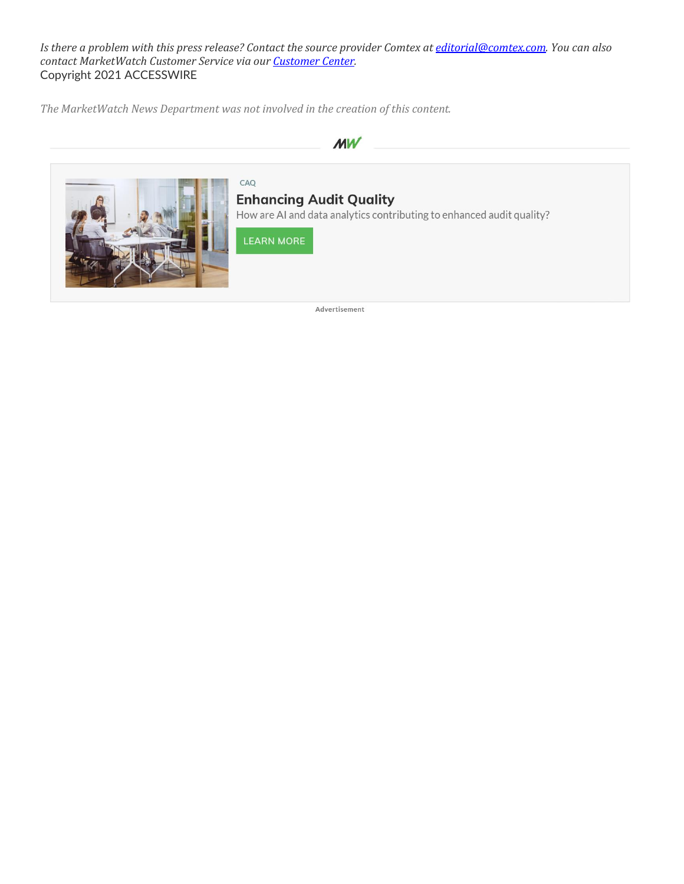*Is there a problem with this press release? Contact the source provider Comtex at [editorial@comtex.com](mailto:editorial@comtex.com). You can also contact MarketWatch Customer Service via our [Customer Center](#).*

Copyright 2021 ACCESSWIRE

*The MarketWatch News Department was not involved in the creation of this content.*

CAQ

**Enhancing Audit Quality**

How are AI and data analytics contributing to enhanced audit quality?

LEARN MORE

Advertisement